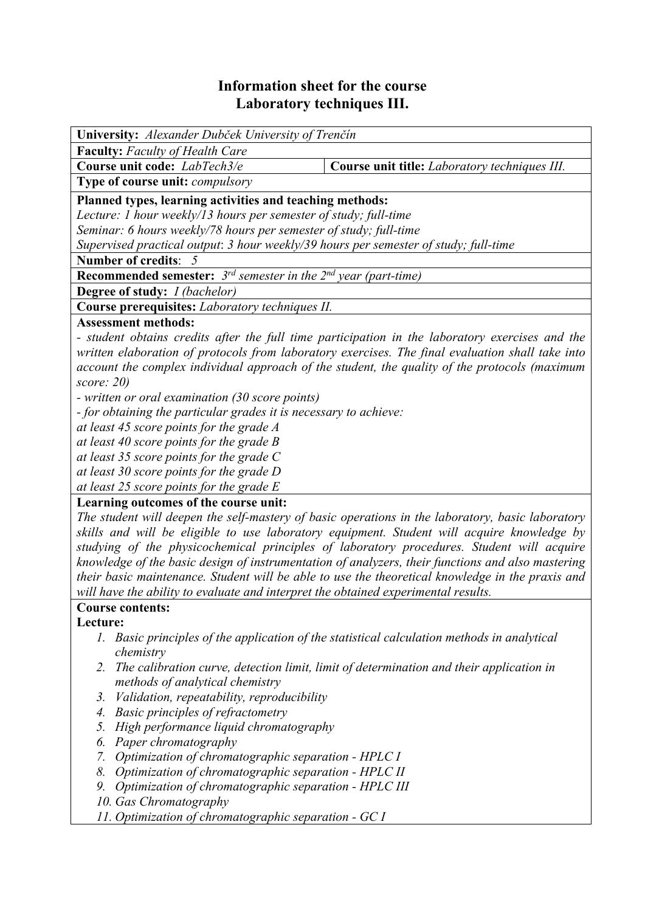# Information sheet for the course
# Laboratory techniques III.

**University:** *Alexander Dubček University of Trenčín*

**Faculty:** *Faculty of Health Care*

| **Course unit code:** *LabTech3/e* | **Course unit title:** *Laboratory techniques III.* |
|---|---|

**Type of course unit:** *compulsory*

**Planned types, learning activities and teaching methods:**
*Lecture: 1 hour weekly/13 hours per semester of study; full-time*
*Seminar: 6 hours weekly/78 hours per semester of study; full-time*
*Supervised practical output: 3 hour weekly/39 hours per semester of study; full-time*

**Number of credits:** *5*

**Recommended semester:** *3rd semester in the 2nd year (part-time)*

**Degree of study:** *I (bachelor)*

**Course prerequisites:** *Laboratory techniques II.*

**Assessment methods:**
*- student obtains credits after the full time participation in the laboratory exercises and the written elaboration of protocols from laboratory exercises. The final evaluation shall take into account the complex individual approach of the student, the quality of the protocols (maximum score: 20)*
*- written or oral examination (30 score points)*
*- for obtaining the particular grades it is necessary to achieve:*
*at least 45 score points for the grade A*
*at least 40 score points for the grade B*
*at least 35 score points for the grade C*
*at least 30 score points for the grade D*
*at least 25 score points for the grade E*

**Learning outcomes of the course unit:**
*The student will deepen the self-mastery of basic operations in the laboratory, basic laboratory skills and will be eligible to use laboratory equipment. Student will acquire knowledge by studying of the physicochemical principles of laboratory procedures. Student will acquire knowledge of the basic design of instrumentation of analyzers, their functions and also mastering their basic maintenance. Student will be able to use the theoretical knowledge in the praxis and will have the ability to evaluate and interpret the obtained experimental results.*

**Course contents:**

**Lecture:**

1. *Basic principles of the application of the statistical calculation methods in analytical chemistry*
2. *The calibration curve, detection limit, limit of determination and their application in methods of analytical chemistry*
3. *Validation, repeatability, reproducibility*
4. *Basic principles of refractometry*
5. *High performance liquid chromatography*
6. *Paper chromatography*
7. *Optimization of chromatographic separation - HPLC I*
8. *Optimization of chromatographic separation - HPLC II*
9. *Optimization of chromatographic separation - HPLC III*
10. *Gas Chromatography*
11. *Optimization of chromatographic separation - GC I*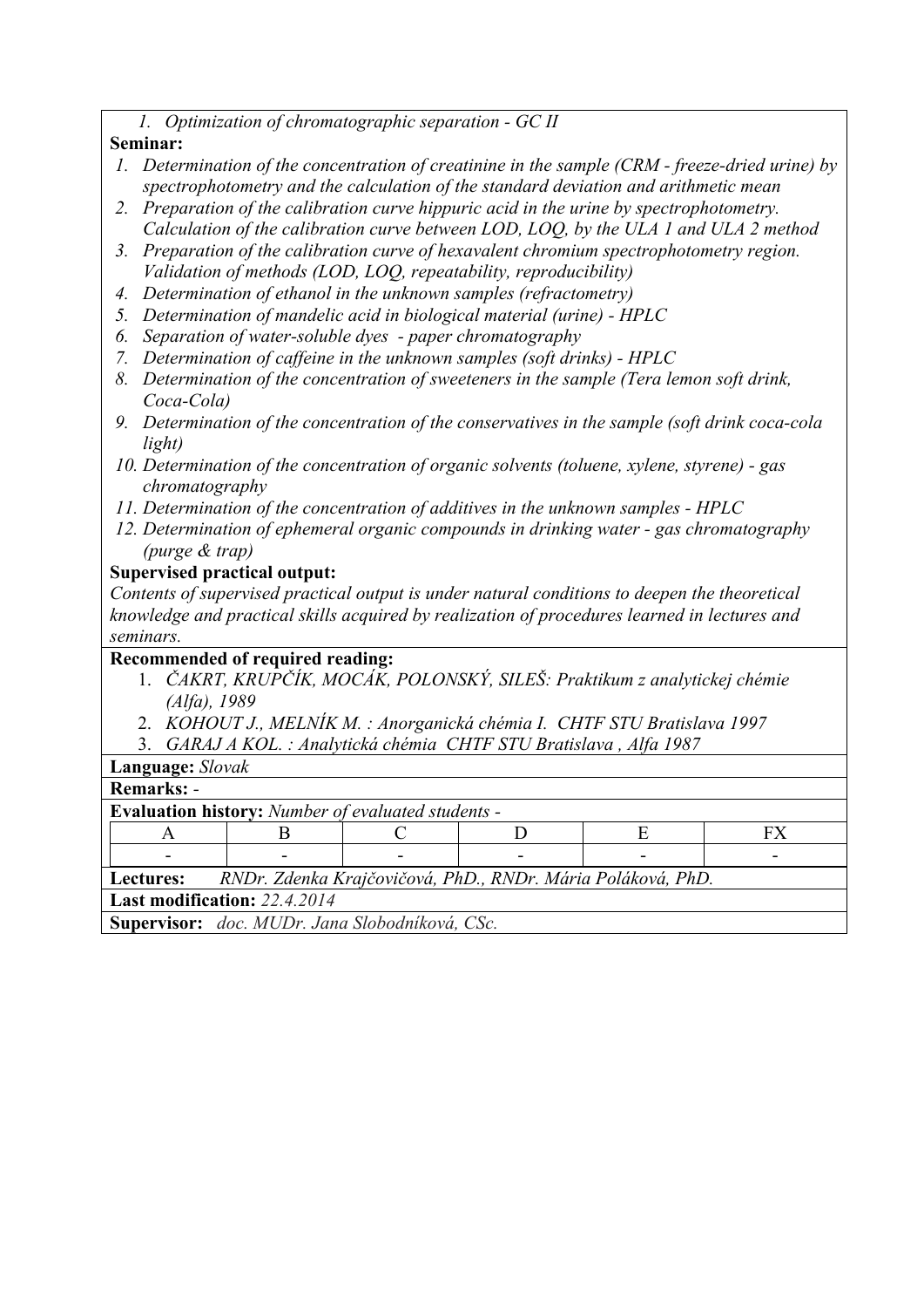1. *Optimization of chromatographic separation - GC II*

**Seminar:**

1. *Determination of the concentration of creatinine in the sample (CRM - freeze-dried urine) by spectrophotometry and the calculation of the standard deviation and arithmetic mean*
2. *Preparation of the calibration curve hippuric acid in the urine by spectrophotometry. Calculation of the calibration curve between LOD, LOQ, by the ULA 1 and ULA 2 method*
3. *Preparation of the calibration curve of hexavalent chromium spectrophotometry region. Validation of methods (LOD, LOQ, repeatability, reproducibility)*
4. *Determination of ethanol in the unknown samples (refractometry)*
5. *Determination of mandelic acid in biological material (urine) - HPLC*
6. *Separation of water-soluble dyes - paper chromatography*
7. *Determination of caffeine in the unknown samples (soft drinks) - HPLC*
8. *Determination of the concentration of sweeteners in the sample (Tera lemon soft drink, Coca-Cola)*
9. *Determination of the concentration of the conservatives in the sample (soft drink coca-cola light)*
10. *Determination of the concentration of organic solvents (toluene, xylene, styrene) - gas chromatography*
11. *Determination of the concentration of additives in the unknown samples - HPLC*
12. *Determination of ephemeral organic compounds in drinking water - gas chromatography (purge & trap)*

**Supervised practical output:**

*Contents of supervised practical output is under natural conditions to deepen the theoretical knowledge and practical skills acquired by realization of procedures learned in lectures and seminars.*

**Recommended of required reading:**

1. *ČAKRT, KRUPČÍK, MOCÁK, POLONSKÝ, SILEŠ: Praktikum z analytickej chémie (Alfa), 1989*
2. *KOHOUT J., MELNÍK M. : Anorganická chémia I. CHTF STU Bratislava 1997*
3. *GARAJ A KOL. : Analytická chémia CHTF STU Bratislava , Alfa 1987*

**Language:** *Slovak*

**Remarks:** -

**Evaluation history:** *Number of evaluated students -*

| A | B | C | D | E | FX |
|---|---|---|---|---|---|
| - | - | - | - | - | - |

**Lectures:** *RNDr. Zdenka Krajčovičová, PhD., RNDr. Mária Poláková, PhD.*

**Last modification:** *22.4.2014*

**Supervisor:** *doc. MUDr. Jana Slobodníková, CSc.*